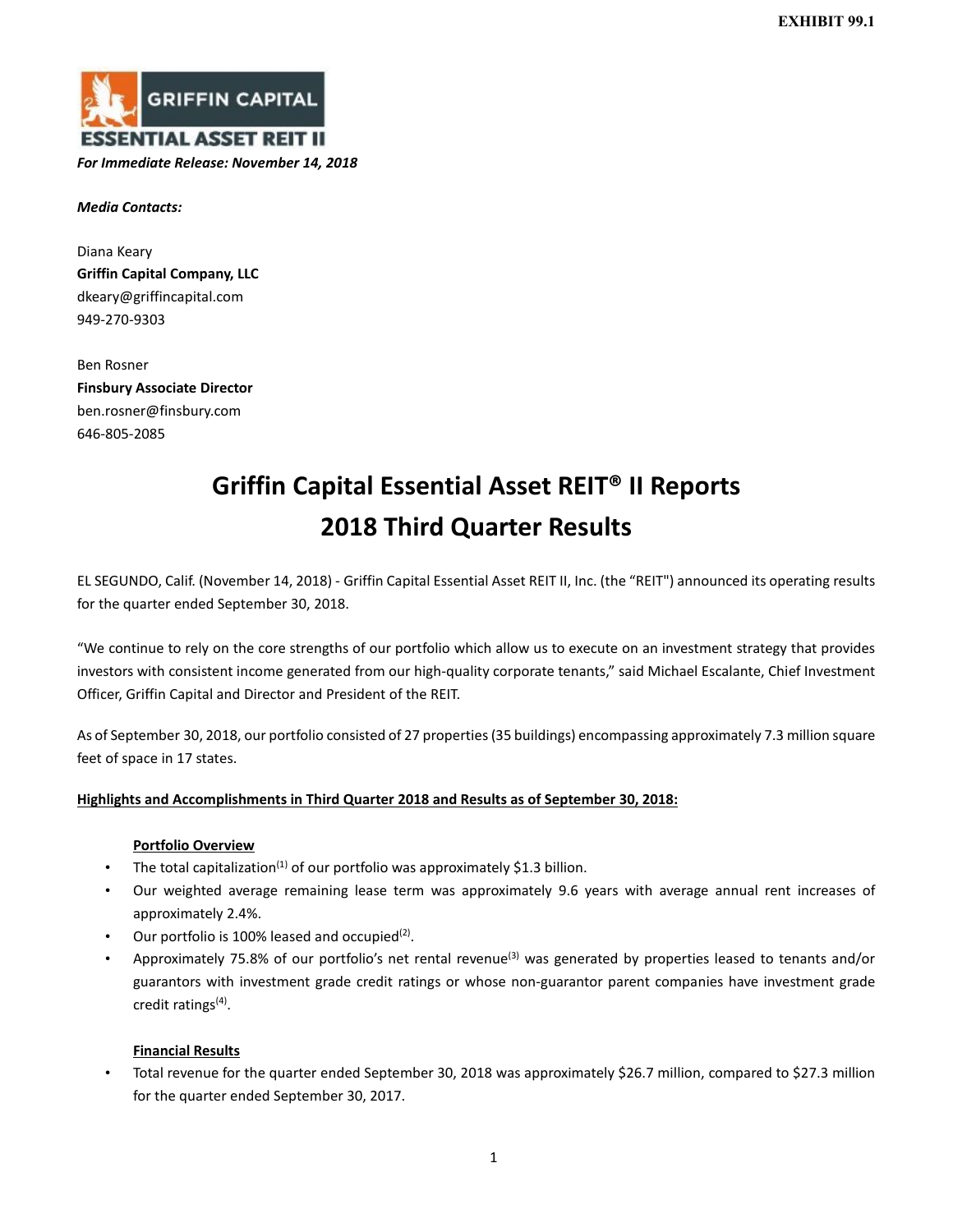EXHIBIT 99.1

GRIFFIN CAPITAL ESSENTIAL ASSET REIT II

*For Immediate Release: November 14, 2018*

***Media Contacts:***

Diana Keary
**Griffin Capital Company, LLC**
dkeary@griffincapital.com
949-270-9303

Ben Rosner
**Finsbury Associate Director**
ben.rosner@finsbury.com
646-805-2085

# Griffin Capital Essential Asset REIT® II Reports 2018 Third Quarter Results

EL SEGUNDO, Calif. (November 14, 2018) - Griffin Capital Essential Asset REIT II, Inc. (the "REIT") announced its operating results for the quarter ended September 30, 2018.

"We continue to rely on the core strengths of our portfolio which allow us to execute on an investment strategy that provides investors with consistent income generated from our high-quality corporate tenants," said Michael Escalante, Chief Investment Officer, Griffin Capital and Director and President of the REIT.

As of September 30, 2018, our portfolio consisted of 27 properties (35 buildings) encompassing approximately 7.3 million square feet of space in 17 states.

**Highlights and Accomplishments in Third Quarter 2018 and Results as of September 30, 2018:**

**Portfolio Overview**

- The total capitalization[1] of our portfolio was approximately $1.3 billion.
- Our weighted average remaining lease term was approximately 9.6 years with average annual rent increases of approximately 2.4%.
- Our portfolio is 100% leased and occupied[2].
- Approximately 75.8% of our portfolio's net rental revenue[3] was generated by properties leased to tenants and/or guarantors with investment grade credit ratings or whose non-guarantor parent companies have investment grade credit ratings[4].

**Financial Results**

- Total revenue for the quarter ended September 30, 2018 was approximately $26.7 million, compared to $27.3 million for the quarter ended September 30, 2017.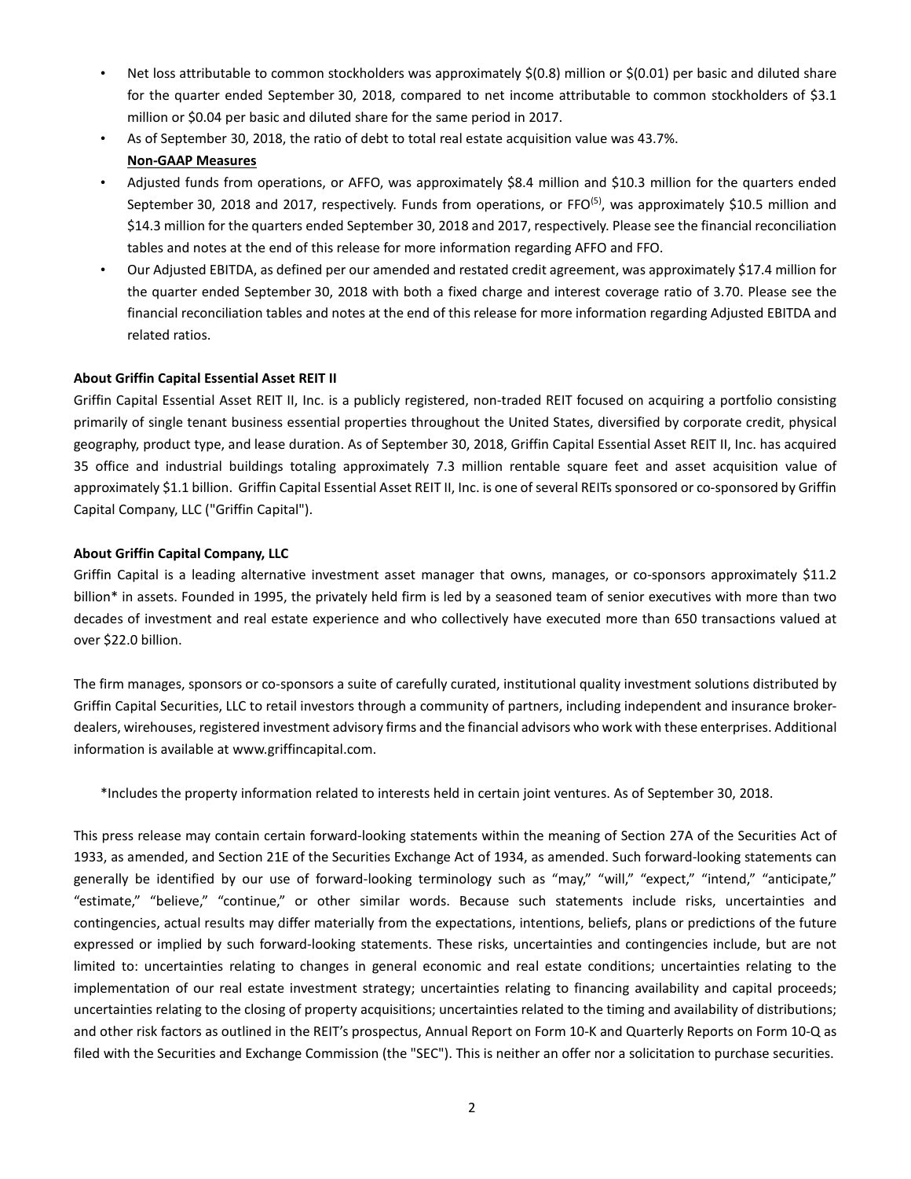- Net loss attributable to common stockholders was approximately $(0.8) million or $(0.01) per basic and diluted share for the quarter ended September 30, 2018, compared to net income attributable to common stockholders of $3.1 million or $0.04 per basic and diluted share for the same period in 2017.
- As of September 30, 2018, the ratio of debt to total real estate acquisition value was 43.7%.

**Non-GAAP Measures**

- Adjusted funds from operations, or AFFO, was approximately $8.4 million and $10.3 million for the quarters ended September 30, 2018 and 2017, respectively. Funds from operations, or FFO[5], was approximately $10.5 million and $14.3 million for the quarters ended September 30, 2018 and 2017, respectively. Please see the financial reconciliation tables and notes at the end of this release for more information regarding AFFO and FFO.
- Our Adjusted EBITDA, as defined per our amended and restated credit agreement, was approximately $17.4 million for the quarter ended September 30, 2018 with both a fixed charge and interest coverage ratio of 3.70. Please see the financial reconciliation tables and notes at the end of this release for more information regarding Adjusted EBITDA and related ratios.

**About Griffin Capital Essential Asset REIT II**

Griffin Capital Essential Asset REIT II, Inc. is a publicly registered, non-traded REIT focused on acquiring a portfolio consisting primarily of single tenant business essential properties throughout the United States, diversified by corporate credit, physical geography, product type, and lease duration. As of September 30, 2018, Griffin Capital Essential Asset REIT II, Inc. has acquired 35 office and industrial buildings totaling approximately 7.3 million rentable square feet and asset acquisition value of approximately $1.1 billion. Griffin Capital Essential Asset REIT II, Inc. is one of several REITs sponsored or co-sponsored by Griffin Capital Company, LLC ("Griffin Capital").

**About Griffin Capital Company, LLC**

Griffin Capital is a leading alternative investment asset manager that owns, manages, or co-sponsors approximately $11.2 billion* in assets. Founded in 1995, the privately held firm is led by a seasoned team of senior executives with more than two decades of investment and real estate experience and who collectively have executed more than 650 transactions valued at over $22.0 billion.

The firm manages, sponsors or co-sponsors a suite of carefully curated, institutional quality investment solutions distributed by Griffin Capital Securities, LLC to retail investors through a community of partners, including independent and insurance broker-dealers, wirehouses, registered investment advisory firms and the financial advisors who work with these enterprises. Additional information is available at www.griffincapital.com.

*Includes the property information related to interests held in certain joint ventures. As of September 30, 2018.

This press release may contain certain forward-looking statements within the meaning of Section 27A of the Securities Act of 1933, as amended, and Section 21E of the Securities Exchange Act of 1934, as amended. Such forward-looking statements can generally be identified by our use of forward-looking terminology such as "may," "will," "expect," "intend," "anticipate," "estimate," "believe," "continue," or other similar words. Because such statements include risks, uncertainties and contingencies, actual results may differ materially from the expectations, intentions, beliefs, plans or predictions of the future expressed or implied by such forward-looking statements. These risks, uncertainties and contingencies include, but are not limited to: uncertainties relating to changes in general economic and real estate conditions; uncertainties relating to the implementation of our real estate investment strategy; uncertainties relating to financing availability and capital proceeds; uncertainties relating to the closing of property acquisitions; uncertainties related to the timing and availability of distributions; and other risk factors as outlined in the REIT's prospectus, Annual Report on Form 10-K and Quarterly Reports on Form 10-Q as filed with the Securities and Exchange Commission (the "SEC"). This is neither an offer nor a solicitation to purchase securities.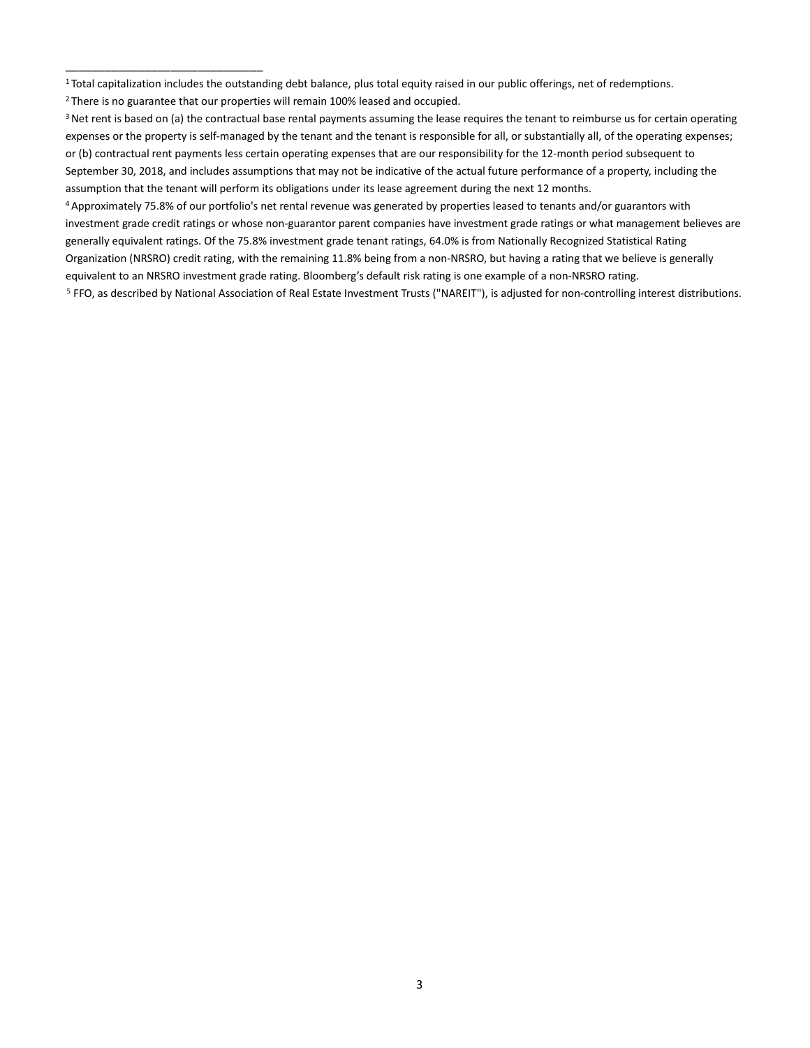---

[1] Total capitalization includes the outstanding debt balance, plus total equity raised in our public offerings, net of redemptions.

[2] There is no guarantee that our properties will remain 100% leased and occupied.

[3] Net rent is based on (a) the contractual base rental payments assuming the lease requires the tenant to reimburse us for certain operating expenses or the property is self-managed by the tenant and the tenant is responsible for all, or substantially all, of the operating expenses; or (b) contractual rent payments less certain operating expenses that are our responsibility for the 12-month period subsequent to September 30, 2018, and includes assumptions that may not be indicative of the actual future performance of a property, including the assumption that the tenant will perform its obligations under its lease agreement during the next 12 months.

[4] Approximately 75.8% of our portfolio's net rental revenue was generated by properties leased to tenants and/or guarantors with investment grade credit ratings or whose non-guarantor parent companies have investment grade ratings or what management believes are generally equivalent ratings. Of the 75.8% investment grade tenant ratings, 64.0% is from Nationally Recognized Statistical Rating Organization (NRSRO) credit rating, with the remaining 11.8% being from a non-NRSRO, but having a rating that we believe is generally equivalent to an NRSRO investment grade rating. Bloomberg's default risk rating is one example of a non-NRSRO rating.

[5] FFO, as described by National Association of Real Estate Investment Trusts ("NAREIT"), is adjusted for non-controlling interest distributions.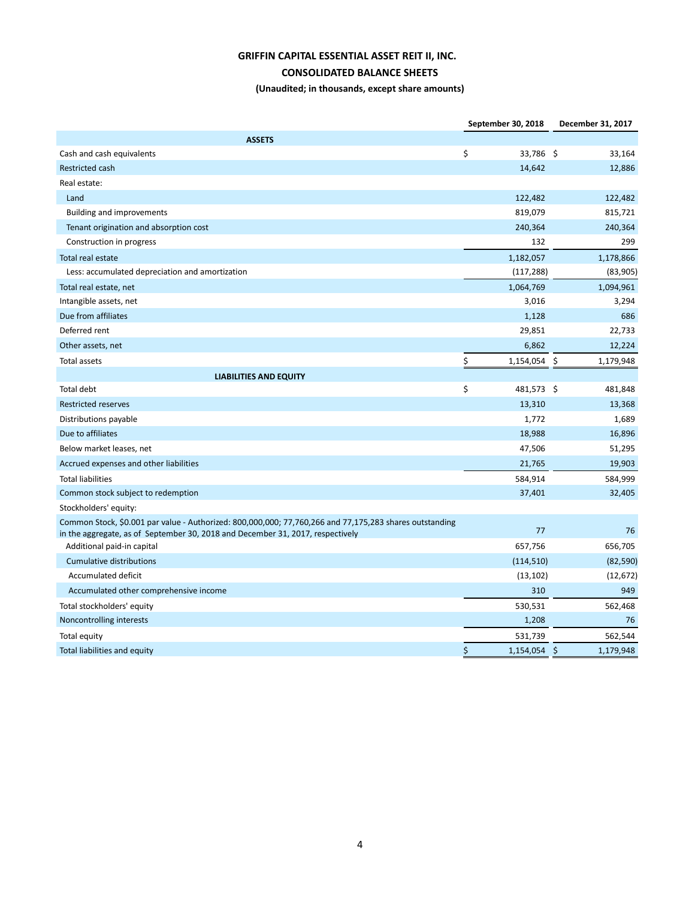# GRIFFIN CAPITAL ESSENTIAL ASSET REIT II, INC.

## CONSOLIDATED BALANCE SHEETS

### (Unaudited; in thousands, except share amounts)

| | September 30, 2018 | December 31, 2017 |
|---|---|---|
| **ASSETS** | | |
| Cash and cash equivalents | $ 33,786 | $ 33,164 |
| Restricted cash | 14,642 | 12,886 |
| Real estate: | | |
| Land | 122,482 | 122,482 |
| Building and improvements | 819,079 | 815,721 |
| Tenant origination and absorption cost | 240,364 | 240,364 |
| Construction in progress | 132 | 299 |
| Total real estate | 1,182,057 | 1,178,866 |
| Less: accumulated depreciation and amortization | (117,288) | (83,905) |
| Total real estate, net | 1,064,769 | 1,094,961 |
| Intangible assets, net | 3,016 | 3,294 |
| Due from affiliates | 1,128 | 686 |
| Deferred rent | 29,851 | 22,733 |
| Other assets, net | 6,862 | 12,224 |
| Total assets | $ 1,154,054 | $ 1,179,948 |
| **LIABILITIES AND EQUITY** | | |
| Total debt | $ 481,573 | $ 481,848 |
| Restricted reserves | 13,310 | 13,368 |
| Distributions payable | 1,772 | 1,689 |
| Due to affiliates | 18,988 | 16,896 |
| Below market leases, net | 47,506 | 51,295 |
| Accrued expenses and other liabilities | 21,765 | 19,903 |
| Total liabilities | 584,914 | 584,999 |
| Common stock subject to redemption | 37,401 | 32,405 |
| Stockholders' equity: | | |
| Common Stock, $0.001 par value - Authorized: 800,000,000; 77,760,266 and 77,175,283 shares outstanding in the aggregate, as of September 30, 2018 and December 31, 2017, respectively | 77 | 76 |
| Additional paid-in capital | 657,756 | 656,705 |
| Cumulative distributions | (114,510) | (82,590) |
| Accumulated deficit | (13,102) | (12,672) |
| Accumulated other comprehensive income | 310 | 949 |
| Total stockholders' equity | 530,531 | 562,468 |
| Noncontrolling interests | 1,208 | 76 |
| Total equity | 531,739 | 562,544 |
| Total liabilities and equity | $ 1,154,054 | $ 1,179,948 |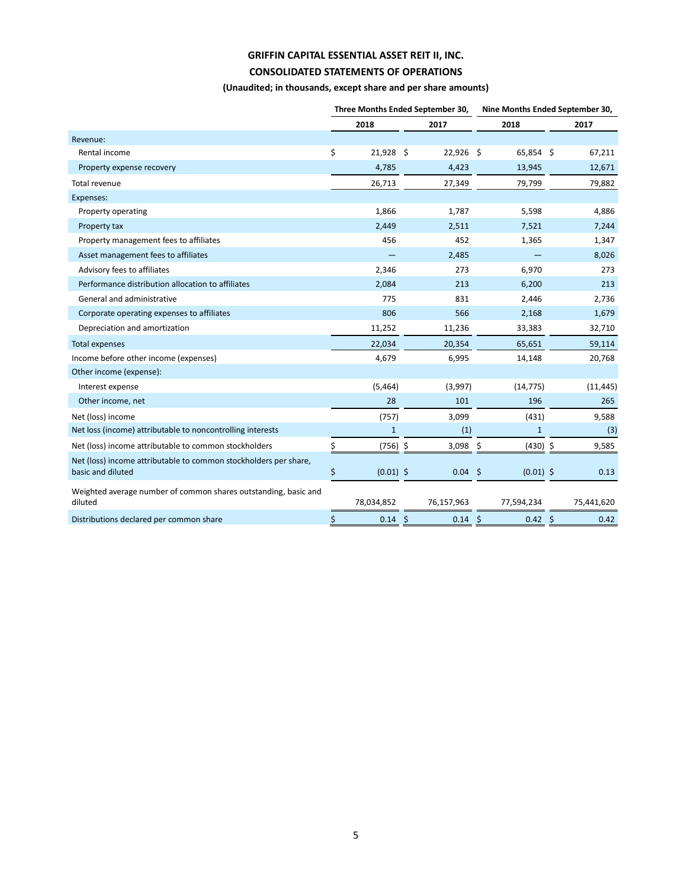# GRIFFIN CAPITAL ESSENTIAL ASSET REIT II, INC.

## CONSOLIDATED STATEMENTS OF OPERATIONS

### (Unaudited; in thousands, except share and per share amounts)

| | Three Months Ended September 30, | | Nine Months Ended September 30, | |
|---|---|---|---|---|
| | 2018 | 2017 | 2018 | 2017 |
| Revenue: | | | | |
| Rental income | $ 21,928 | $ 22,926 | $ 65,854 | $ 67,211 |
| Property expense recovery | 4,785 | 4,423 | 13,945 | 12,671 |
| Total revenue | 26,713 | 27,349 | 79,799 | 79,882 |
| Expenses: | | | | |
| Property operating | 1,866 | 1,787 | 5,598 | 4,886 |
| Property tax | 2,449 | 2,511 | 7,521 | 7,244 |
| Property management fees to affiliates | 456 | 452 | 1,365 | 1,347 |
| Asset management fees to affiliates | — | 2,485 | — | 8,026 |
| Advisory fees to affiliates | 2,346 | 273 | 6,970 | 273 |
| Performance distribution allocation to affiliates | 2,084 | 213 | 6,200 | 213 |
| General and administrative | 775 | 831 | 2,446 | 2,736 |
| Corporate operating expenses to affiliates | 806 | 566 | 2,168 | 1,679 |
| Depreciation and amortization | 11,252 | 11,236 | 33,383 | 32,710 |
| Total expenses | 22,034 | 20,354 | 65,651 | 59,114 |
| Income before other income (expenses) | 4,679 | 6,995 | 14,148 | 20,768 |
| Other income (expense): | | | | |
| Interest expense | (5,464) | (3,997) | (14,775) | (11,445) |
| Other income, net | 28 | 101 | 196 | 265 |
| Net (loss) income | (757) | 3,099 | (431) | 9,588 |
| Net loss (income) attributable to noncontrolling interests | 1 | (1) | 1 | (3) |
| Net (loss) income attributable to common stockholders | $ (756) | $ 3,098 | $ (430) | $ 9,585 |
| Net (loss) income attributable to common stockholders per share, basic and diluted | $ (0.01) | $ 0.04 | $ (0.01) | $ 0.13 |
| Weighted average number of common shares outstanding, basic and diluted | 78,034,852 | 76,157,963 | 77,594,234 | 75,441,620 |
| Distributions declared per common share | $ 0.14 | $ 0.14 | $ 0.42 | $ 0.42 |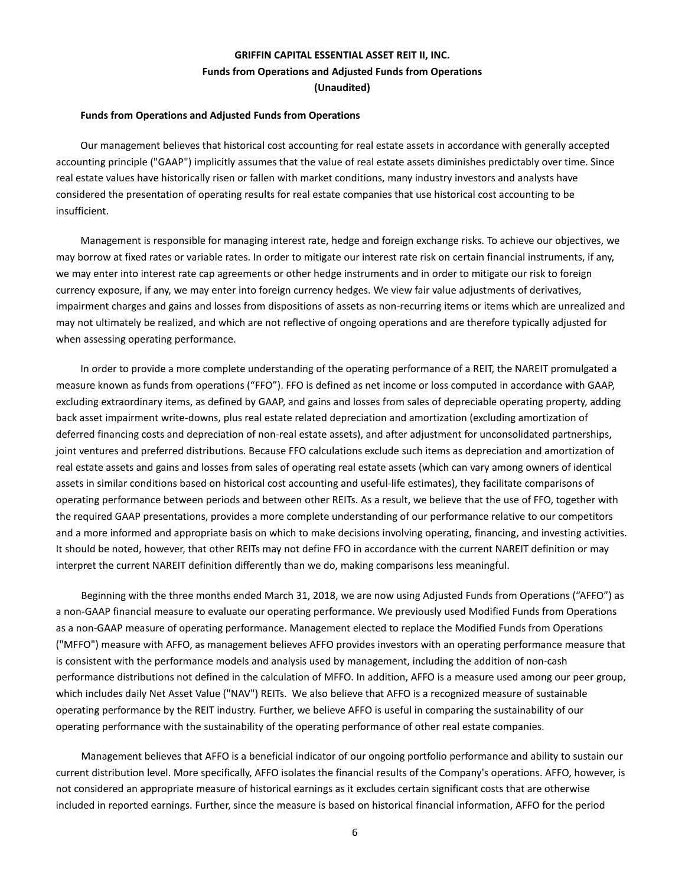# GRIFFIN CAPITAL ESSENTIAL ASSET REIT II, INC.

## Funds from Operations and Adjusted Funds from Operations

## (Unaudited)

### Funds from Operations and Adjusted Funds from Operations

Our management believes that historical cost accounting for real estate assets in accordance with generally accepted accounting principle ("GAAP") implicitly assumes that the value of real estate assets diminishes predictably over time. Since real estate values have historically risen or fallen with market conditions, many industry investors and analysts have considered the presentation of operating results for real estate companies that use historical cost accounting to be insufficient.

Management is responsible for managing interest rate, hedge and foreign exchange risks. To achieve our objectives, we may borrow at fixed rates or variable rates. In order to mitigate our interest rate risk on certain financial instruments, if any, we may enter into interest rate cap agreements or other hedge instruments and in order to mitigate our risk to foreign currency exposure, if any, we may enter into foreign currency hedges. We view fair value adjustments of derivatives, impairment charges and gains and losses from dispositions of assets as non-recurring items or items which are unrealized and may not ultimately be realized, and which are not reflective of ongoing operations and are therefore typically adjusted for when assessing operating performance.

In order to provide a more complete understanding of the operating performance of a REIT, the NAREIT promulgated a measure known as funds from operations ("FFO"). FFO is defined as net income or loss computed in accordance with GAAP, excluding extraordinary items, as defined by GAAP, and gains and losses from sales of depreciable operating property, adding back asset impairment write-downs, plus real estate related depreciation and amortization (excluding amortization of deferred financing costs and depreciation of non-real estate assets), and after adjustment for unconsolidated partnerships, joint ventures and preferred distributions. Because FFO calculations exclude such items as depreciation and amortization of real estate assets and gains and losses from sales of operating real estate assets (which can vary among owners of identical assets in similar conditions based on historical cost accounting and useful-life estimates), they facilitate comparisons of operating performance between periods and between other REITs. As a result, we believe that the use of FFO, together with the required GAAP presentations, provides a more complete understanding of our performance relative to our competitors and a more informed and appropriate basis on which to make decisions involving operating, financing, and investing activities. It should be noted, however, that other REITs may not define FFO in accordance with the current NAREIT definition or may interpret the current NAREIT definition differently than we do, making comparisons less meaningful.

Beginning with the three months ended March 31, 2018, we are now using Adjusted Funds from Operations ("AFFO") as a non-GAAP financial measure to evaluate our operating performance. We previously used Modified Funds from Operations as a non-GAAP measure of operating performance. Management elected to replace the Modified Funds from Operations ("MFFO") measure with AFFO, as management believes AFFO provides investors with an operating performance measure that is consistent with the performance models and analysis used by management, including the addition of non-cash performance distributions not defined in the calculation of MFFO. In addition, AFFO is a measure used among our peer group, which includes daily Net Asset Value ("NAV") REITs. We also believe that AFFO is a recognized measure of sustainable operating performance by the REIT industry. Further, we believe AFFO is useful in comparing the sustainability of our operating performance with the sustainability of the operating performance of other real estate companies.

Management believes that AFFO is a beneficial indicator of our ongoing portfolio performance and ability to sustain our current distribution level. More specifically, AFFO isolates the financial results of the Company's operations. AFFO, however, is not considered an appropriate measure of historical earnings as it excludes certain significant costs that are otherwise included in reported earnings. Further, since the measure is based on historical financial information, AFFO for the period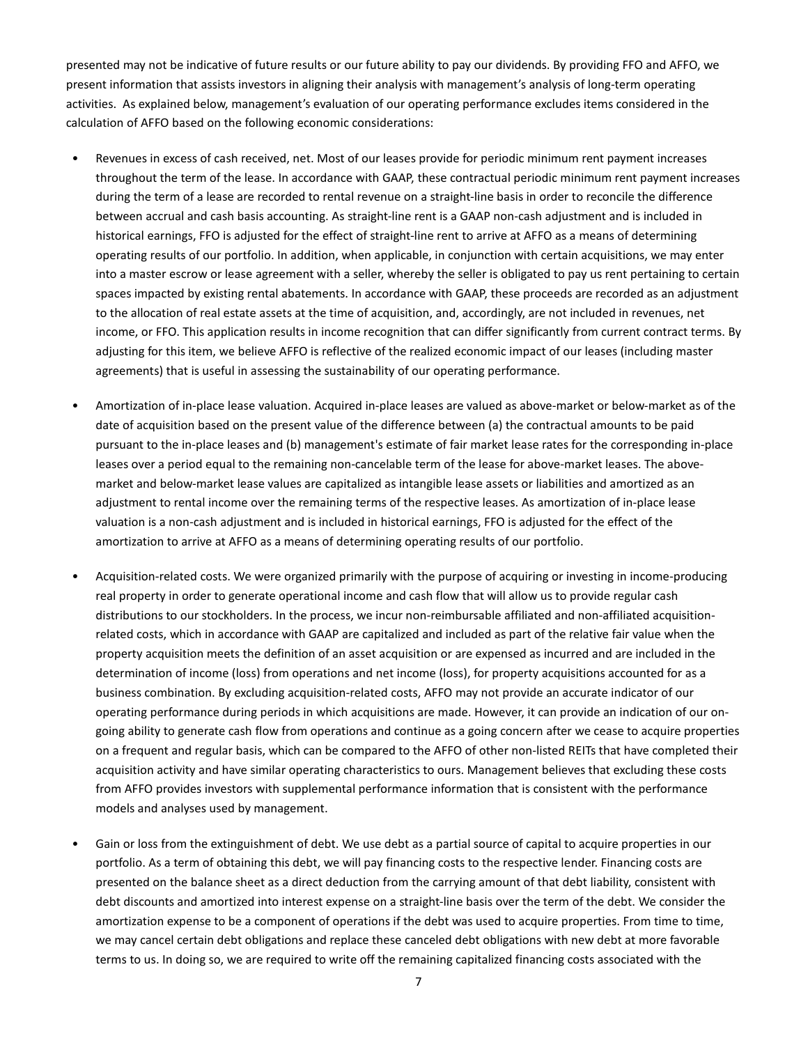presented may not be indicative of future results or our future ability to pay our dividends. By providing FFO and AFFO, we present information that assists investors in aligning their analysis with management's analysis of long-term operating activities. As explained below, management's evaluation of our operating performance excludes items considered in the calculation of AFFO based on the following economic considerations:

- Revenues in excess of cash received, net. Most of our leases provide for periodic minimum rent payment increases throughout the term of the lease. In accordance with GAAP, these contractual periodic minimum rent payment increases during the term of a lease are recorded to rental revenue on a straight-line basis in order to reconcile the difference between accrual and cash basis accounting. As straight-line rent is a GAAP non-cash adjustment and is included in historical earnings, FFO is adjusted for the effect of straight-line rent to arrive at AFFO as a means of determining operating results of our portfolio. In addition, when applicable, in conjunction with certain acquisitions, we may enter into a master escrow or lease agreement with a seller, whereby the seller is obligated to pay us rent pertaining to certain spaces impacted by existing rental abatements. In accordance with GAAP, these proceeds are recorded as an adjustment to the allocation of real estate assets at the time of acquisition, and, accordingly, are not included in revenues, net income, or FFO. This application results in income recognition that can differ significantly from current contract terms. By adjusting for this item, we believe AFFO is reflective of the realized economic impact of our leases (including master agreements) that is useful in assessing the sustainability of our operating performance.

- Amortization of in-place lease valuation. Acquired in-place leases are valued as above-market or below-market as of the date of acquisition based on the present value of the difference between (a) the contractual amounts to be paid pursuant to the in-place leases and (b) management's estimate of fair market lease rates for the corresponding in-place leases over a period equal to the remaining non-cancelable term of the lease for above-market leases. The above-market and below-market lease values are capitalized as intangible lease assets or liabilities and amortized as an adjustment to rental income over the remaining terms of the respective leases. As amortization of in-place lease valuation is a non-cash adjustment and is included in historical earnings, FFO is adjusted for the effect of the amortization to arrive at AFFO as a means of determining operating results of our portfolio.

- Acquisition-related costs. We were organized primarily with the purpose of acquiring or investing in income-producing real property in order to generate operational income and cash flow that will allow us to provide regular cash distributions to our stockholders. In the process, we incur non-reimbursable affiliated and non-affiliated acquisition-related costs, which in accordance with GAAP are capitalized and included as part of the relative fair value when the property acquisition meets the definition of an asset acquisition or are expensed as incurred and are included in the determination of income (loss) from operations and net income (loss), for property acquisitions accounted for as a business combination. By excluding acquisition-related costs, AFFO may not provide an accurate indicator of our operating performance during periods in which acquisitions are made. However, it can provide an indication of our on-going ability to generate cash flow from operations and continue as a going concern after we cease to acquire properties on a frequent and regular basis, which can be compared to the AFFO of other non-listed REITs that have completed their acquisition activity and have similar operating characteristics to ours. Management believes that excluding these costs from AFFO provides investors with supplemental performance information that is consistent with the performance models and analyses used by management.

- Gain or loss from the extinguishment of debt. We use debt as a partial source of capital to acquire properties in our portfolio. As a term of obtaining this debt, we will pay financing costs to the respective lender. Financing costs are presented on the balance sheet as a direct deduction from the carrying amount of that debt liability, consistent with debt discounts and amortized into interest expense on a straight-line basis over the term of the debt. We consider the amortization expense to be a component of operations if the debt was used to acquire properties. From time to time, we may cancel certain debt obligations and replace these canceled debt obligations with new debt at more favorable terms to us. In doing so, we are required to write off the remaining capitalized financing costs associated with the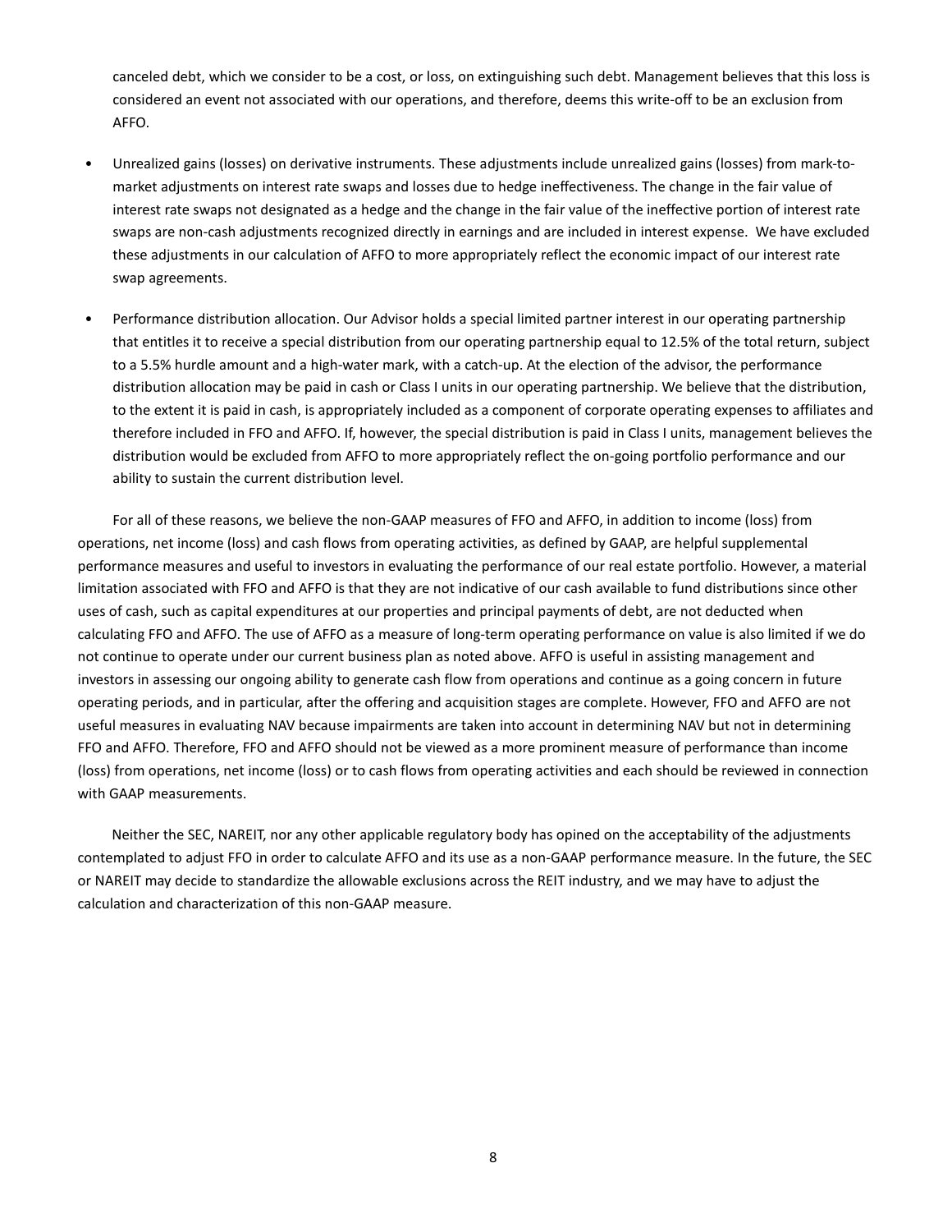canceled debt, which we consider to be a cost, or loss, on extinguishing such debt. Management believes that this loss is considered an event not associated with our operations, and therefore, deems this write-off to be an exclusion from AFFO.

- Unrealized gains (losses) on derivative instruments. These adjustments include unrealized gains (losses) from mark-to-market adjustments on interest rate swaps and losses due to hedge ineffectiveness. The change in the fair value of interest rate swaps not designated as a hedge and the change in the fair value of the ineffective portion of interest rate swaps are non-cash adjustments recognized directly in earnings and are included in interest expense. We have excluded these adjustments in our calculation of AFFO to more appropriately reflect the economic impact of our interest rate swap agreements.

- Performance distribution allocation. Our Advisor holds a special limited partner interest in our operating partnership that entitles it to receive a special distribution from our operating partnership equal to 12.5% of the total return, subject to a 5.5% hurdle amount and a high-water mark, with a catch-up. At the election of the advisor, the performance distribution allocation may be paid in cash or Class I units in our operating partnership. We believe that the distribution, to the extent it is paid in cash, is appropriately included as a component of corporate operating expenses to affiliates and therefore included in FFO and AFFO. If, however, the special distribution is paid in Class I units, management believes the distribution would be excluded from AFFO to more appropriately reflect the on-going portfolio performance and our ability to sustain the current distribution level.

For all of these reasons, we believe the non-GAAP measures of FFO and AFFO, in addition to income (loss) from operations, net income (loss) and cash flows from operating activities, as defined by GAAP, are helpful supplemental performance measures and useful to investors in evaluating the performance of our real estate portfolio. However, a material limitation associated with FFO and AFFO is that they are not indicative of our cash available to fund distributions since other uses of cash, such as capital expenditures at our properties and principal payments of debt, are not deducted when calculating FFO and AFFO. The use of AFFO as a measure of long-term operating performance on value is also limited if we do not continue to operate under our current business plan as noted above. AFFO is useful in assisting management and investors in assessing our ongoing ability to generate cash flow from operations and continue as a going concern in future operating periods, and in particular, after the offering and acquisition stages are complete. However, FFO and AFFO are not useful measures in evaluating NAV because impairments are taken into account in determining NAV but not in determining FFO and AFFO. Therefore, FFO and AFFO should not be viewed as a more prominent measure of performance than income (loss) from operations, net income (loss) or to cash flows from operating activities and each should be reviewed in connection with GAAP measurements.

Neither the SEC, NAREIT, nor any other applicable regulatory body has opined on the acceptability of the adjustments contemplated to adjust FFO in order to calculate AFFO and its use as a non-GAAP performance measure. In the future, the SEC or NAREIT may decide to standardize the allowable exclusions across the REIT industry, and we may have to adjust the calculation and characterization of this non-GAAP measure.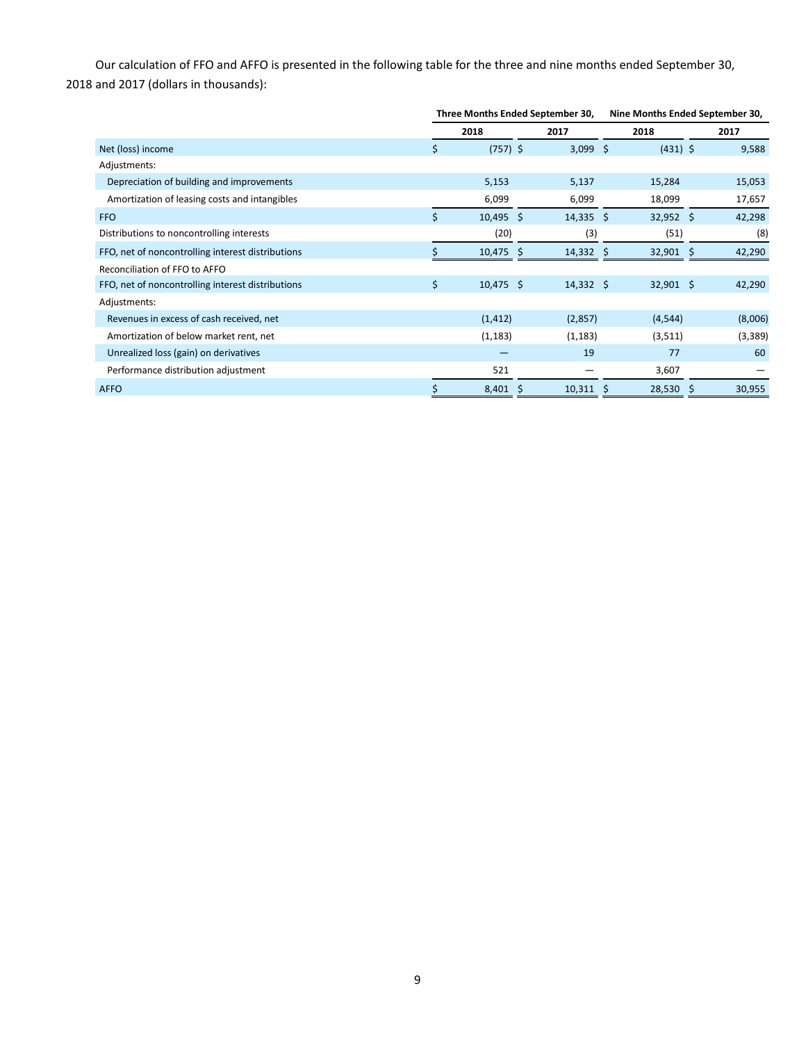Our calculation of FFO and AFFO is presented in the following table for the three and nine months ended September 30, 2018 and 2017 (dollars in thousands):

| | Three Months Ended September 30, | | Nine Months Ended September 30, | |
|---|---|---|---|---|
| | 2018 | 2017 | 2018 | 2017 |
| Net (loss) income | $ (757) | $ 3,099 | $ (431) | $ 9,588 |
| Adjustments: | | | | |
| Depreciation of building and improvements | 5,153 | 5,137 | 15,284 | 15,053 |
| Amortization of leasing costs and intangibles | 6,099 | 6,099 | 18,099 | 17,657 |
| FFO | $ 10,495 | $ 14,335 | $ 32,952 | $ 42,298 |
| Distributions to noncontrolling interests | (20) | (3) | (51) | (8) |
| FFO, net of noncontrolling interest distributions | $ 10,475 | $ 14,332 | $ 32,901 | $ 42,290 |
| Reconciliation of FFO to AFFO | | | | |
| FFO, net of noncontrolling interest distributions | $ 10,475 | $ 14,332 | $ 32,901 | $ 42,290 |
| Adjustments: | | | | |
| Revenues in excess of cash received, net | (1,412) | (2,857) | (4,544) | (8,006) |
| Amortization of below market rent, net | (1,183) | (1,183) | (3,511) | (3,389) |
| Unrealized loss (gain) on derivatives | — | 19 | 77 | 60 |
| Performance distribution adjustment | 521 | — | 3,607 | — |
| AFFO | $ 8,401 | $ 10,311 | $ 28,530 | $ 30,955 |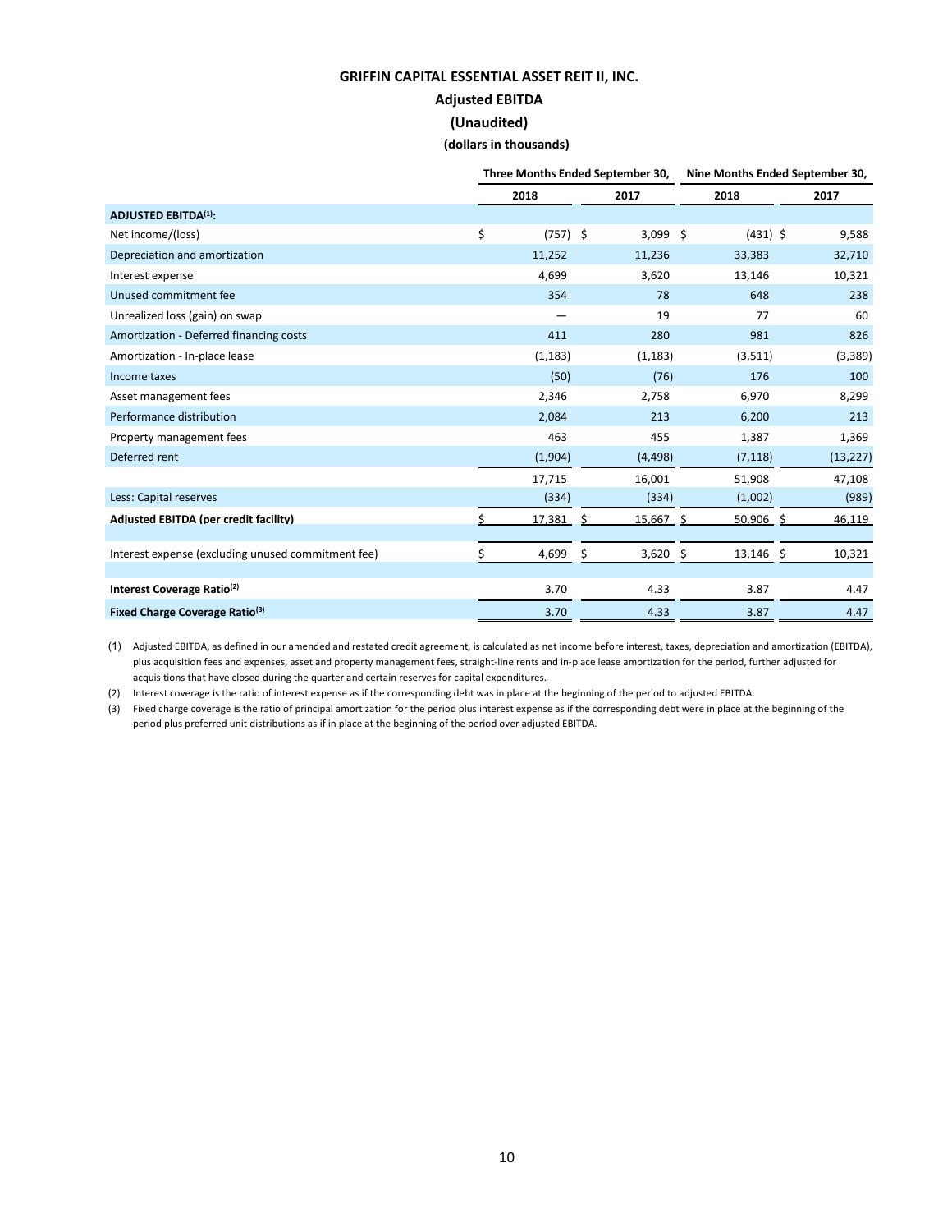# GRIFFIN CAPITAL ESSENTIAL ASSET REIT II, INC.

## Adjusted EBITDA

### (Unaudited)

### (dollars in thousands)

| | Three Months Ended September 30, | | Nine Months Ended September 30, | |
|---|---|---|---|---|
| | 2018 | 2017 | 2018 | 2017 |
| **ADJUSTED EBITDA[(1)]:** | | | | |
| Net income/(loss) | $ (757) | $ 3,099 | $ (431) | $ 9,588 |
| Depreciation and amortization | 11,252 | 11,236 | 33,383 | 32,710 |
| Interest expense | 4,699 | 3,620 | 13,146 | 10,321 |
| Unused commitment fee | 354 | 78 | 648 | 238 |
| Unrealized loss (gain) on swap | — | 19 | 77 | 60 |
| Amortization - Deferred financing costs | 411 | 280 | 981 | 826 |
| Amortization - In-place lease | (1,183) | (1,183) | (3,511) | (3,389) |
| Income taxes | (50) | (76) | 176 | 100 |
| Asset management fees | 2,346 | 2,758 | 6,970 | 8,299 |
| Performance distribution | 2,084 | 213 | 6,200 | 213 |
| Property management fees | 463 | 455 | 1,387 | 1,369 |
| Deferred rent | (1,904) | (4,498) | (7,118) | (13,227) |
| | 17,715 | 16,001 | 51,908 | 47,108 |
| Less: Capital reserves | (334) | (334) | (1,002) | (989) |
| **Adjusted EBITDA (per credit facility)** | $ 17,381 | $ 15,667 | $ 50,906 | $ 46,119 |
| | | | | |
| Interest expense (excluding unused commitment fee) | $ 4,699 | $ 3,620 | $ 13,146 | $ 10,321 |
| | | | | |
| **Interest Coverage Ratio[(2)]** | 3.70 | 4.33 | 3.87 | 4.47 |
| **Fixed Charge Coverage Ratio[(3)]** | 3.70 | 4.33 | 3.87 | 4.47 |

(1) Adjusted EBITDA, as defined in our amended and restated credit agreement, is calculated as net income before interest, taxes, depreciation and amortization (EBITDA), plus acquisition fees and expenses, asset and property management fees, straight-line rents and in-place lease amortization for the period, further adjusted for acquisitions that have closed during the quarter and certain reserves for capital expenditures.

(2) Interest coverage is the ratio of interest expense as if the corresponding debt was in place at the beginning of the period to adjusted EBITDA.

(3) Fixed charge coverage is the ratio of principal amortization for the period plus interest expense as if the corresponding debt were in place at the beginning of the period plus preferred unit distributions as if in place at the beginning of the period over adjusted EBITDA.